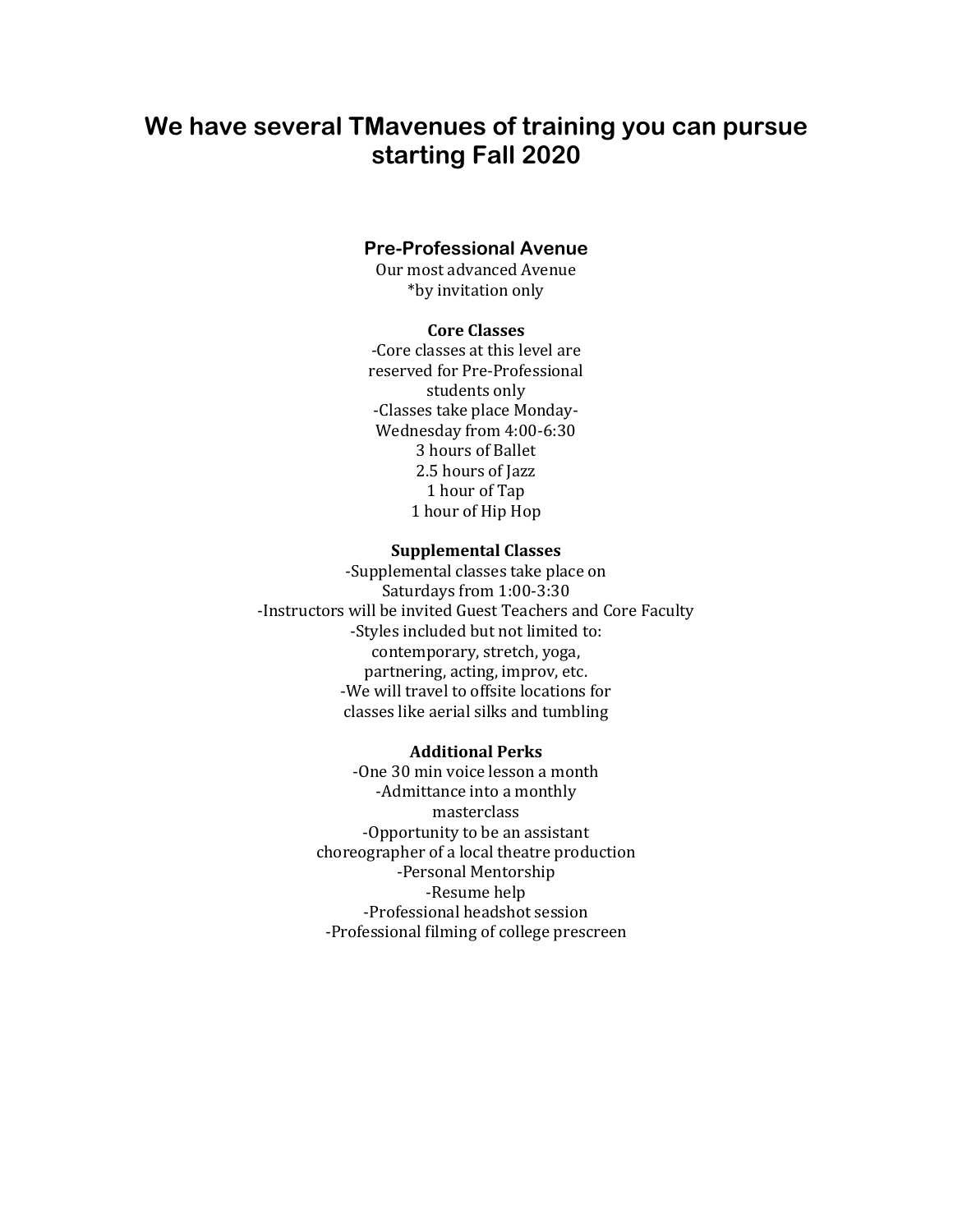# We have several TMavenues of training you can pursue starting Fall 2020

## Pre-Professional Avenue

Our most advanced Avenue
*by invitation only

### Core Classes

-Core classes at this level are reserved for Pre-Professional students only
-Classes take place Monday-Wednesday from 4:00-6:30
3 hours of Ballet
2.5 hours of Jazz
1 hour of Tap
1 hour of Hip Hop

### Supplemental Classes

-Supplemental classes take place on Saturdays from 1:00-3:30
-Instructors will be invited Guest Teachers and Core Faculty
-Styles included but not limited to: contemporary, stretch, yoga, partnering, acting, improv, etc.
-We will travel to offsite locations for classes like aerial silks and tumbling

### Additional Perks

-One 30 min voice lesson a month
-Admittance into a monthly masterclass
-Opportunity to be an assistant choreographer of a local theatre production
-Personal Mentorship
-Resume help
-Professional headshot session
-Professional filming of college prescreen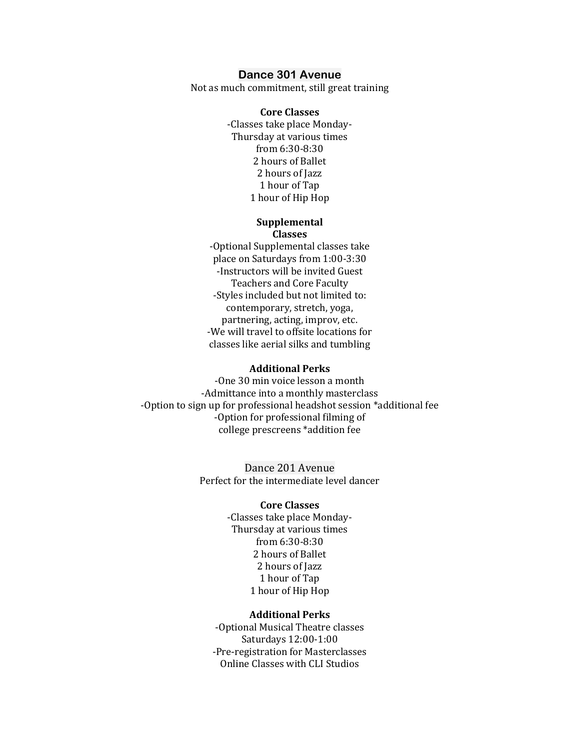## Dance 301 Avenue

Not as much commitment, still great training

**Core Classes**

-Classes take place Monday-Thursday at various times from 6:30-8:30
2 hours of Ballet
2 hours of Jazz
1 hour of Tap
1 hour of Hip Hop

**Supplemental Classes**

-Optional Supplemental classes take place on Saturdays from 1:00-3:30
-Instructors will be invited Guest Teachers and Core Faculty
-Styles included but not limited to: contemporary, stretch, yoga, partnering, acting, improv, etc.
-We will travel to offsite locations for classes like aerial silks and tumbling

**Additional Perks**

-One 30 min voice lesson a month
-Admittance into a monthly masterclass
-Option to sign up for professional headshot session *additional fee
-Option for professional filming of college prescreens *addition fee

## Dance 201 Avenue

Perfect for the intermediate level dancer

**Core Classes**

-Classes take place Monday-Thursday at various times from 6:30-8:30
2 hours of Ballet
2 hours of Jazz
1 hour of Tap
1 hour of Hip Hop

**Additional Perks**

-Optional Musical Theatre classes Saturdays 12:00-1:00
-Pre-registration for Masterclasses
Online Classes with CLI Studios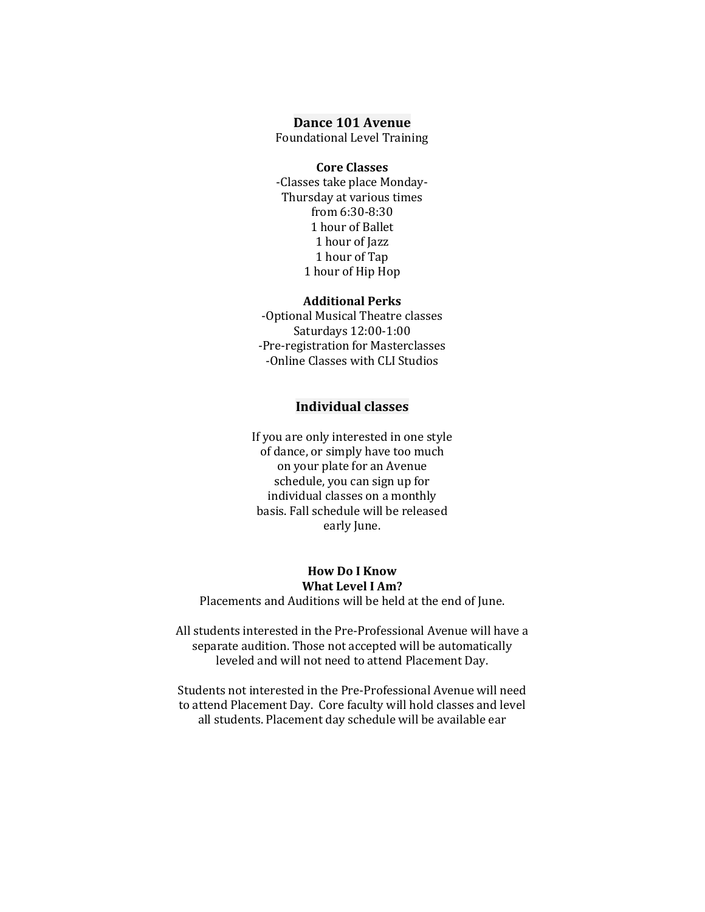## Dance 101 Avenue

Foundational Level Training

**Core Classes**

-Classes take place Monday-Thursday at various times from 6:30-8:30
1 hour of Ballet
1 hour of Jazz
1 hour of Tap
1 hour of Hip Hop

**Additional Perks**

-Optional Musical Theatre classes Saturdays 12:00-1:00
-Pre-registration for Masterclasses
-Online Classes with CLI Studios

## Individual classes

If you are only interested in one style of dance, or simply have too much on your plate for an Avenue schedule, you can sign up for individual classes on a monthly basis. Fall schedule will be released early June.

**How Do I Know What Level I Am?**

Placements and Auditions will be held at the end of June.

All students interested in the Pre-Professional Avenue will have a separate audition. Those not accepted will be automatically leveled and will not need to attend Placement Day.

Students not interested in the Pre-Professional Avenue will need to attend Placement Day. Core faculty will hold classes and level all students. Placement day schedule will be available ear